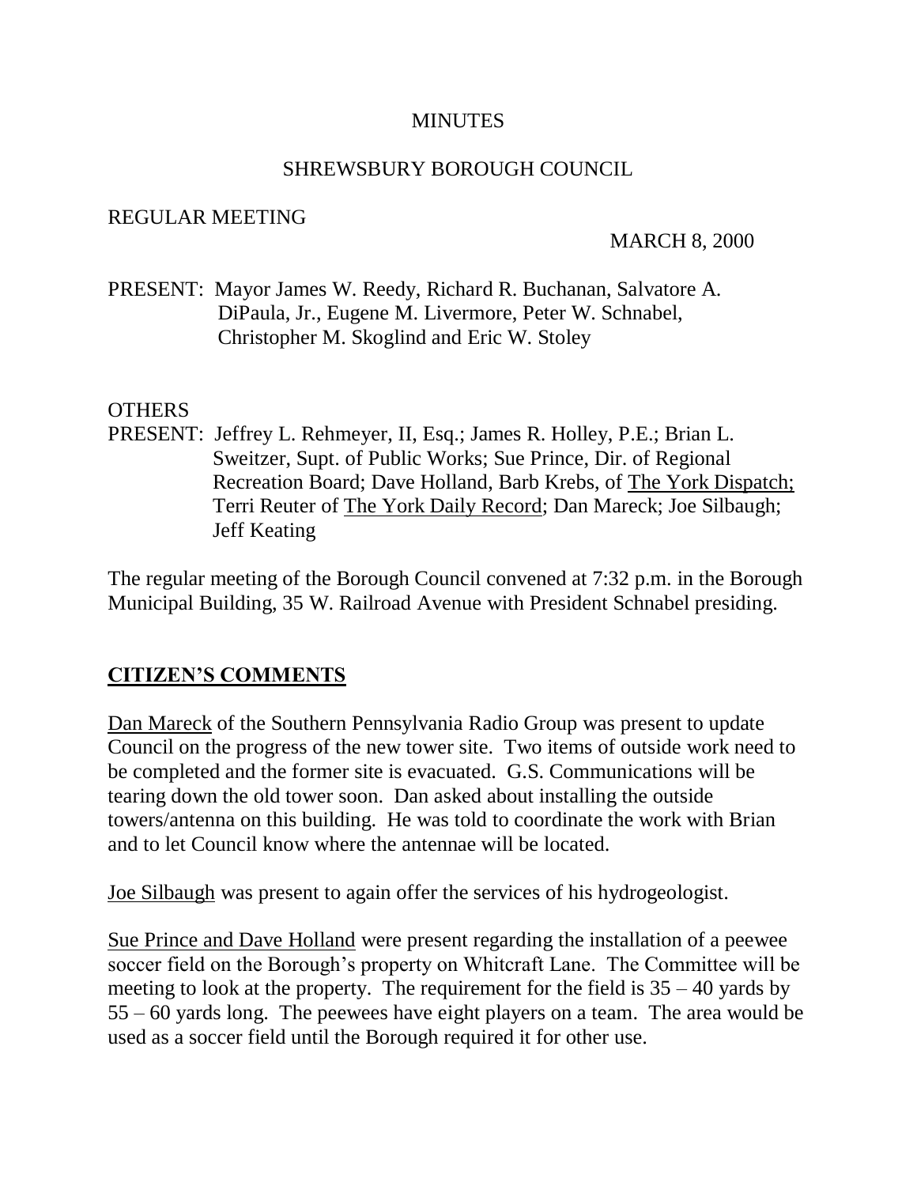MINUTES

SHREWSBURY BOROUGH COUNCIL

REGULAR MEETING

MARCH 8, 2000

PRESENT: Mayor James W. Reedy, Richard R. Buchanan, Salvatore A. DiPaula, Jr., Eugene M. Livermore, Peter W. Schnabel, Christopher M. Skoglind and Eric W. Stoley

OTHERS
PRESENT: Jeffrey L. Rehmeyer, II, Esq.; James R. Holley, P.E.; Brian L. Sweitzer, Supt. of Public Works; Sue Prince, Dir. of Regional Recreation Board; Dave Holland, Barb Krebs, of The York Dispatch; Terri Reuter of The York Daily Record; Dan Mareck; Joe Silbaugh; Jeff Keating

The regular meeting of the Borough Council convened at 7:32 p.m. in the Borough Municipal Building, 35 W. Railroad Avenue with President Schnabel presiding.

## CITIZEN'S COMMENTS

Dan Mareck of the Southern Pennsylvania Radio Group was present to update Council on the progress of the new tower site. Two items of outside work need to be completed and the former site is evacuated. G.S. Communications will be tearing down the old tower soon. Dan asked about installing the outside towers/antenna on this building. He was told to coordinate the work with Brian and to let Council know where the antennae will be located.

Joe Silbaugh was present to again offer the services of his hydrogeologist.

Sue Prince and Dave Holland were present regarding the installation of a peewee soccer field on the Borough's property on Whitcraft Lane. The Committee will be meeting to look at the property. The requirement for the field is 35 – 40 yards by 55 – 60 yards long. The peewees have eight players on a team. The area would be used as a soccer field until the Borough required it for other use.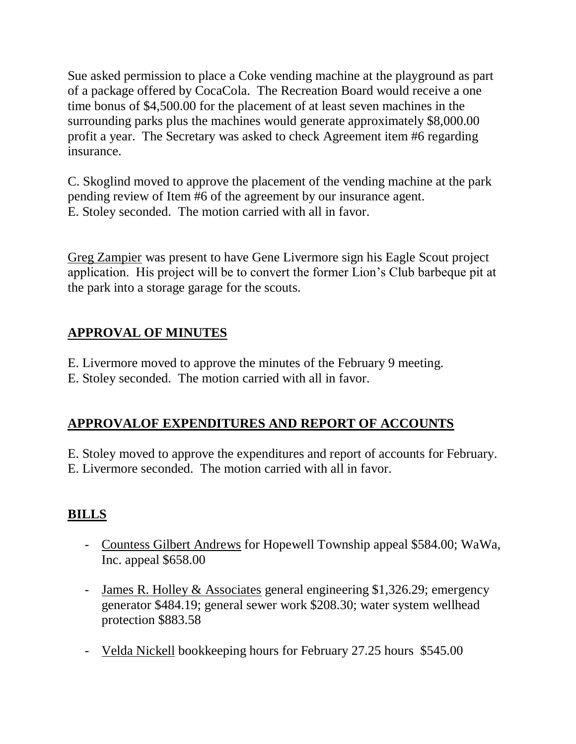Sue asked permission to place a Coke vending machine at the playground as part of a package offered by CocaCola. The Recreation Board would receive a one time bonus of $4,500.00 for the placement of at least seven machines in the surrounding parks plus the machines would generate approximately $8,000.00 profit a year. The Secretary was asked to check Agreement item #6 regarding insurance.

C. Skoglind moved to approve the placement of the vending machine at the park pending review of Item #6 of the agreement by our insurance agent.
E. Stoley seconded. The motion carried with all in favor.

Greg Zampier was present to have Gene Livermore sign his Eagle Scout project application. His project will be to convert the former Lion's Club barbeque pit at the park into a storage garage for the scouts.

## APPROVAL OF MINUTES

E. Livermore moved to approve the minutes of the February 9 meeting.
E. Stoley seconded. The motion carried with all in favor.

## APPROVALOF EXPENDITURES AND REPORT OF ACCOUNTS

E. Stoley moved to approve the expenditures and report of accounts for February.
E. Livermore seconded. The motion carried with all in favor.

## BILLS

- Countess Gilbert Andrews for Hopewell Township appeal $584.00; WaWa, Inc. appeal $658.00
- James R. Holley & Associates general engineering $1,326.29; emergency generator $484.19; general sewer work $208.30; water system wellhead protection $883.58
- Velda Nickell bookkeeping hours for February 27.25 hours $545.00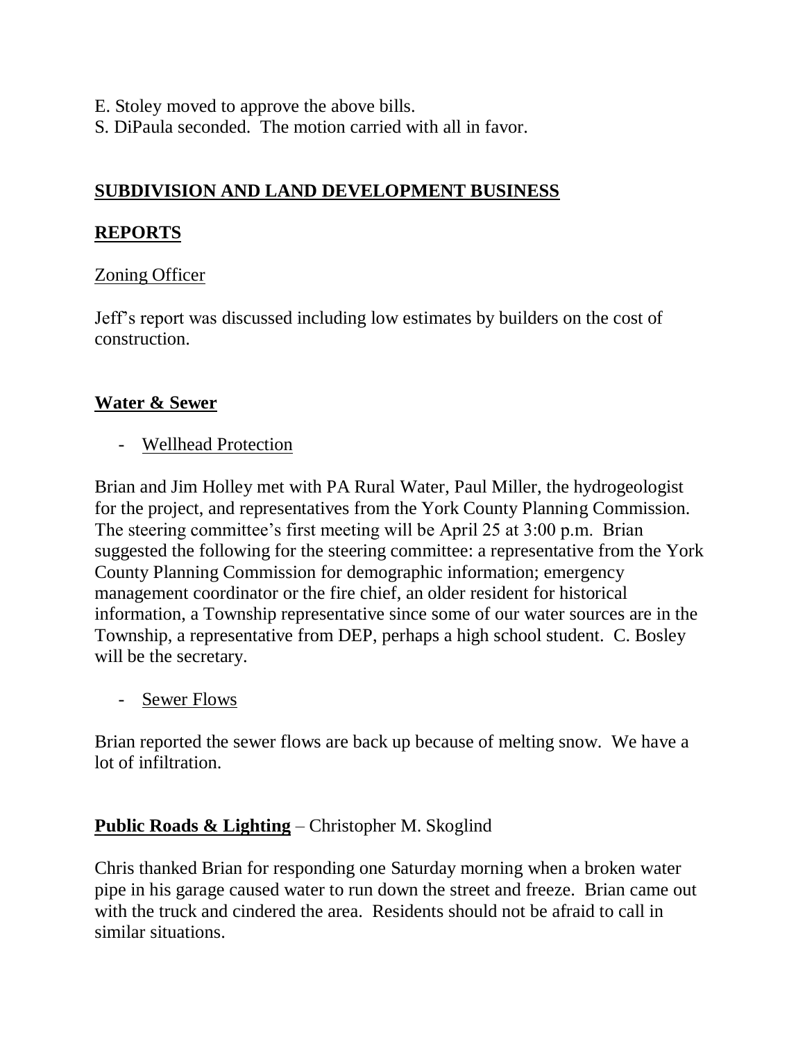E. Stoley moved to approve the above bills.
S. DiPaula seconded. The motion carried with all in favor.

## SUBDIVISION AND LAND DEVELOPMENT BUSINESS

## REPORTS

### Zoning Officer

Jeff's report was discussed including low estimates by builders on the cost of construction.

## Water & Sewer

- Wellhead Protection

Brian and Jim Holley met with PA Rural Water, Paul Miller, the hydrogeologist for the project, and representatives from the York County Planning Commission. The steering committee's first meeting will be April 25 at 3:00 p.m. Brian suggested the following for the steering committee: a representative from the York County Planning Commission for demographic information; emergency management coordinator or the fire chief, an older resident for historical information, a Township representative since some of our water sources are in the Township, a representative from DEP, perhaps a high school student. C. Bosley will be the secretary.

- Sewer Flows

Brian reported the sewer flows are back up because of melting snow. We have a lot of infiltration.

## Public Roads & Lighting – Christopher M. Skoglind

Chris thanked Brian for responding one Saturday morning when a broken water pipe in his garage caused water to run down the street and freeze. Brian came out with the truck and cindered the area. Residents should not be afraid to call in similar situations.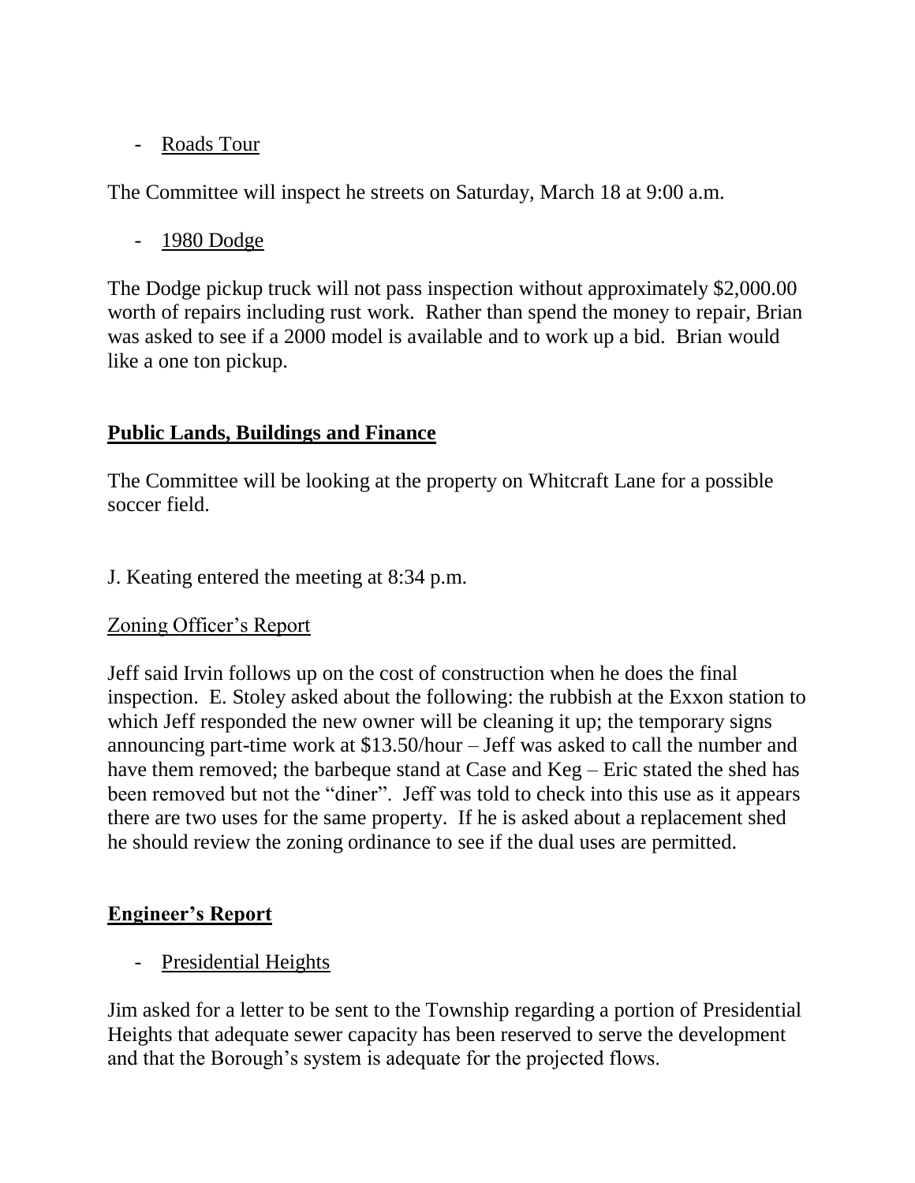- Roads Tour

The Committee will inspect he streets on Saturday, March 18 at 9:00 a.m.

- 1980 Dodge

The Dodge pickup truck will not pass inspection without approximately $2,000.00 worth of repairs including rust work. Rather than spend the money to repair, Brian was asked to see if a 2000 model is available and to work up a bid. Brian would like a one ton pickup.

## **Public Lands, Buildings and Finance**

The Committee will be looking at the property on Whitcraft Lane for a possible soccer field.

J. Keating entered the meeting at 8:34 p.m.

Zoning Officer's Report

Jeff said Irvin follows up on the cost of construction when he does the final inspection. E. Stoley asked about the following: the rubbish at the Exxon station to which Jeff responded the new owner will be cleaning it up; the temporary signs announcing part-time work at $13.50/hour – Jeff was asked to call the number and have them removed; the barbeque stand at Case and Keg – Eric stated the shed has been removed but not the "diner". Jeff was told to check into this use as it appears there are two uses for the same property. If he is asked about a replacement shed he should review the zoning ordinance to see if the dual uses are permitted.

## **Engineer's Report**

- Presidential Heights

Jim asked for a letter to be sent to the Township regarding a portion of Presidential Heights that adequate sewer capacity has been reserved to serve the development and that the Borough's system is adequate for the projected flows.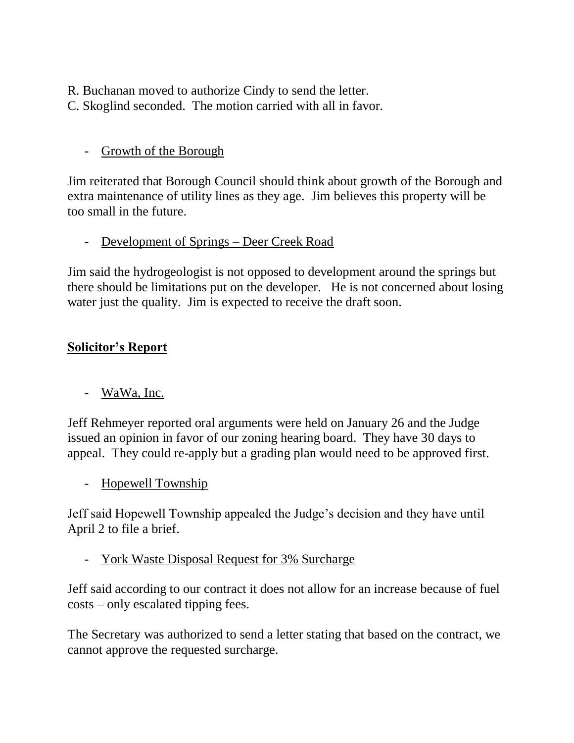R. Buchanan moved to authorize Cindy to send the letter.
C. Skoglind seconded. The motion carried with all in favor.

- <u>Growth of the Borough</u>

Jim reiterated that Borough Council should think about growth of the Borough and extra maintenance of utility lines as they age. Jim believes this property will be too small in the future.

- <u>Development of Springs – Deer Creek Road</u>

Jim said the hydrogeologist is not opposed to development around the springs but there should be limitations put on the developer. He is not concerned about losing water just the quality. Jim is expected to receive the draft soon.

## **<u>Solicitor's Report</u>**

- <u>WaWa, Inc.</u>

Jeff Rehmeyer reported oral arguments were held on January 26 and the Judge issued an opinion in favor of our zoning hearing board. They have 30 days to appeal. They could re-apply but a grading plan would need to be approved first.

- <u>Hopewell Township</u>

Jeff said Hopewell Township appealed the Judge's decision and they have until April 2 to file a brief.

- <u>York Waste Disposal Request for 3% Surcharge</u>

Jeff said according to our contract it does not allow for an increase because of fuel costs – only escalated tipping fees.

The Secretary was authorized to send a letter stating that based on the contract, we cannot approve the requested surcharge.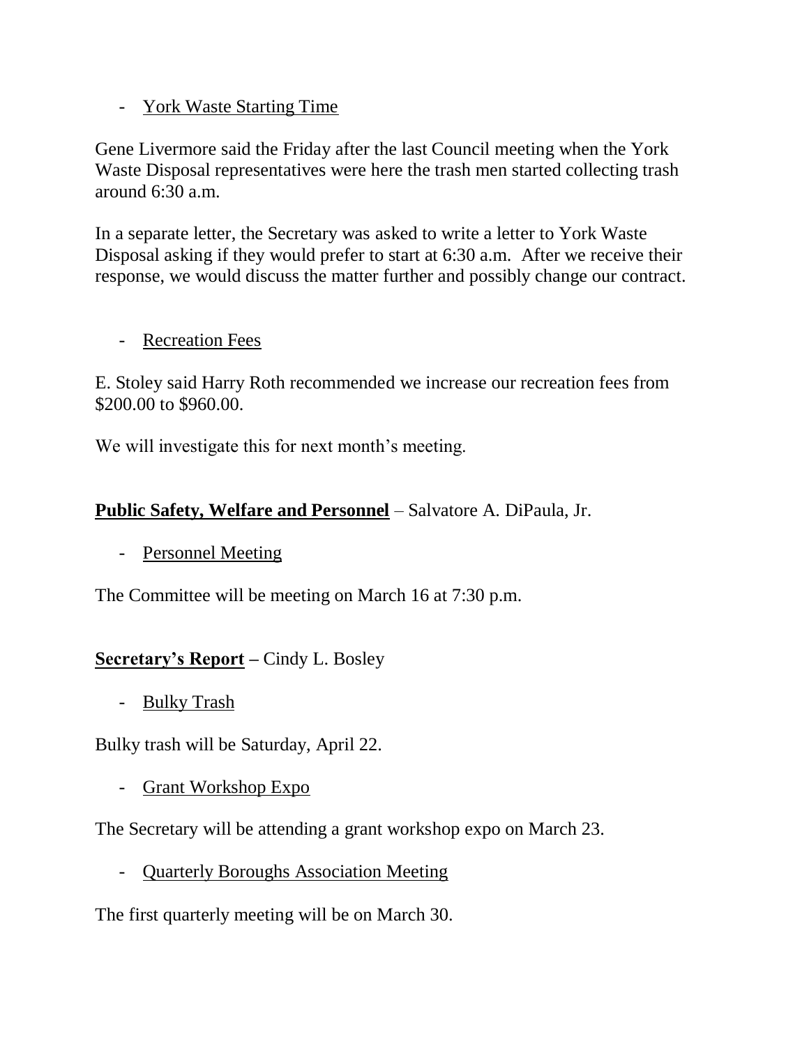- York Waste Starting Time

Gene Livermore said the Friday after the last Council meeting when the York Waste Disposal representatives were here the trash men started collecting trash around 6:30 a.m.

In a separate letter, the Secretary was asked to write a letter to York Waste Disposal asking if they would prefer to start at 6:30 a.m. After we receive their response, we would discuss the matter further and possibly change our contract.

- Recreation Fees

E. Stoley said Harry Roth recommended we increase our recreation fees from $200.00 to $960.00.

We will investigate this for next month's meeting.

**Public Safety, Welfare and Personnel** – Salvatore A. DiPaula, Jr.

- Personnel Meeting

The Committee will be meeting on March 16 at 7:30 p.m.

**Secretary's Report** – Cindy L. Bosley

- Bulky Trash

Bulky trash will be Saturday, April 22.

- Grant Workshop Expo

The Secretary will be attending a grant workshop expo on March 23.

- Quarterly Boroughs Association Meeting

The first quarterly meeting will be on March 30.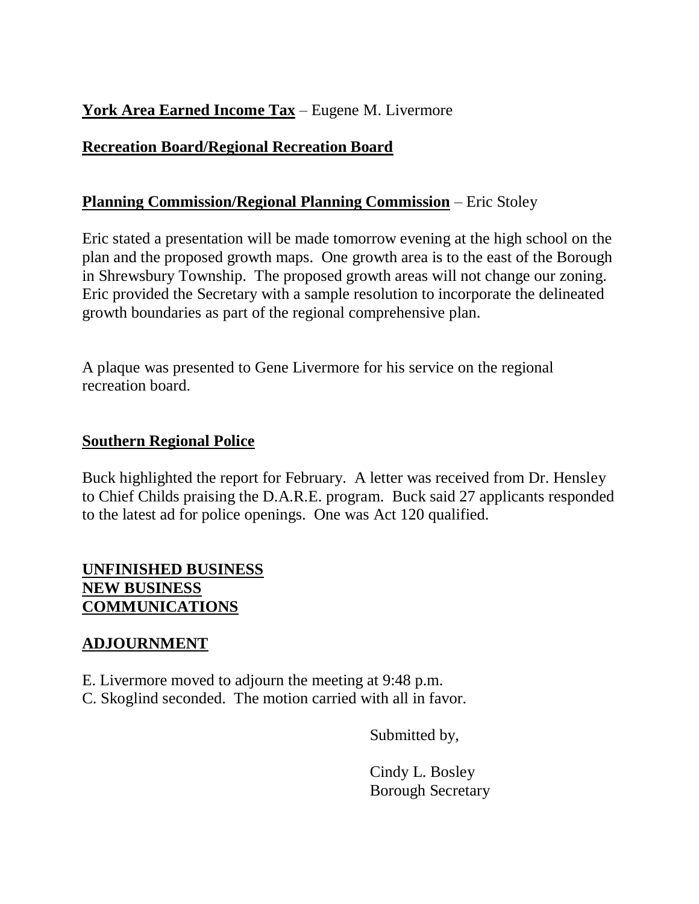**York Area Earned Income Tax** – Eugene M. Livermore

**Recreation Board/Regional Recreation Board**

**Planning Commission/Regional Planning Commission** – Eric Stoley

Eric stated a presentation will be made tomorrow evening at the high school on the plan and the proposed growth maps. One growth area is to the east of the Borough in Shrewsbury Township. The proposed growth areas will not change our zoning. Eric provided the Secretary with a sample resolution to incorporate the delineated growth boundaries as part of the regional comprehensive plan.

A plaque was presented to Gene Livermore for his service on the regional recreation board.

**Southern Regional Police**

Buck highlighted the report for February. A letter was received from Dr. Hensley to Chief Childs praising the D.A.R.E. program. Buck said 27 applicants responded to the latest ad for police openings. One was Act 120 qualified.

**UNFINISHED BUSINESS**
**NEW BUSINESS**
**COMMUNICATIONS**

**ADJOURNMENT**

E. Livermore moved to adjourn the meeting at 9:48 p.m.
C. Skoglind seconded. The motion carried with all in favor.

Submitted by,

Cindy L. Bosley
Borough Secretary